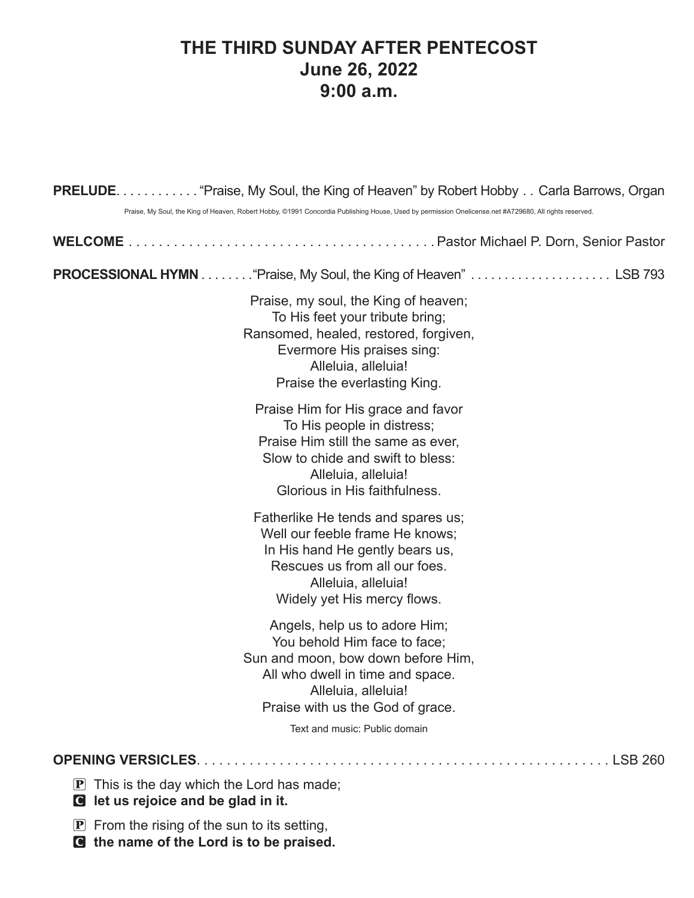# THE THIRD SUNDAY AFTER PENTECOST
## June 26, 2022
## 9:00 a.m.

**PRELUDE**. . . . . . . . . . . . "Praise, My Soul, the King of Heaven" by Robert Hobby . . Carla Barrows, Organ

Praise, My Soul, the King of Heaven, Robert Hobby, ©1991 Concordia Publishing House, Used by permission Onelicense.net #A729680, All rights reserved.

**WELCOME** . . . . . . . . . . . . . . . . . . . . . . . . . . . . . . . . . . . . . . . . . Pastor Michael P. Dorn, Senior Pastor

**PROCESSIONAL HYMN** . . . . . . . ."Praise, My Soul, the King of Heaven" . . . . . . . . . . . . . . . . . . . . LSB 793

Praise, my soul, the King of heaven;  
To His feet your tribute bring;  
Ransomed, healed, restored, forgiven,  
Evermore His praises sing:  
Alleluia, alleluia!  
Praise the everlasting King.

Praise Him for His grace and favor  
To His people in distress;  
Praise Him still the same as ever,  
Slow to chide and swift to bless:  
Alleluia, alleluia!  
Glorious in His faithfulness.

Fatherlike He tends and spares us;  
Well our feeble frame He knows;  
In His hand He gently bears us,  
Rescues us from all our foes.  
Alleluia, alleluia!  
Widely yet His mercy flows.

Angels, help us to adore Him;  
You behold Him face to face;  
Sun and moon, bow down before Him,  
All who dwell in time and space.  
Alleluia, alleluia!  
Praise with us the God of grace.

Text and music: Public domain

**OPENING VERSICLES**. . . . . . . . . . . . . . . . . . . . . . . . . . . . . . . . . . . . . . . . . . . . . . . . . . . . . LSB 260

P This is the day which the Lord has made;  
**C let us rejoice and be glad in it.**

P From the rising of the sun to its setting,  
**C the name of the Lord is to be praised.**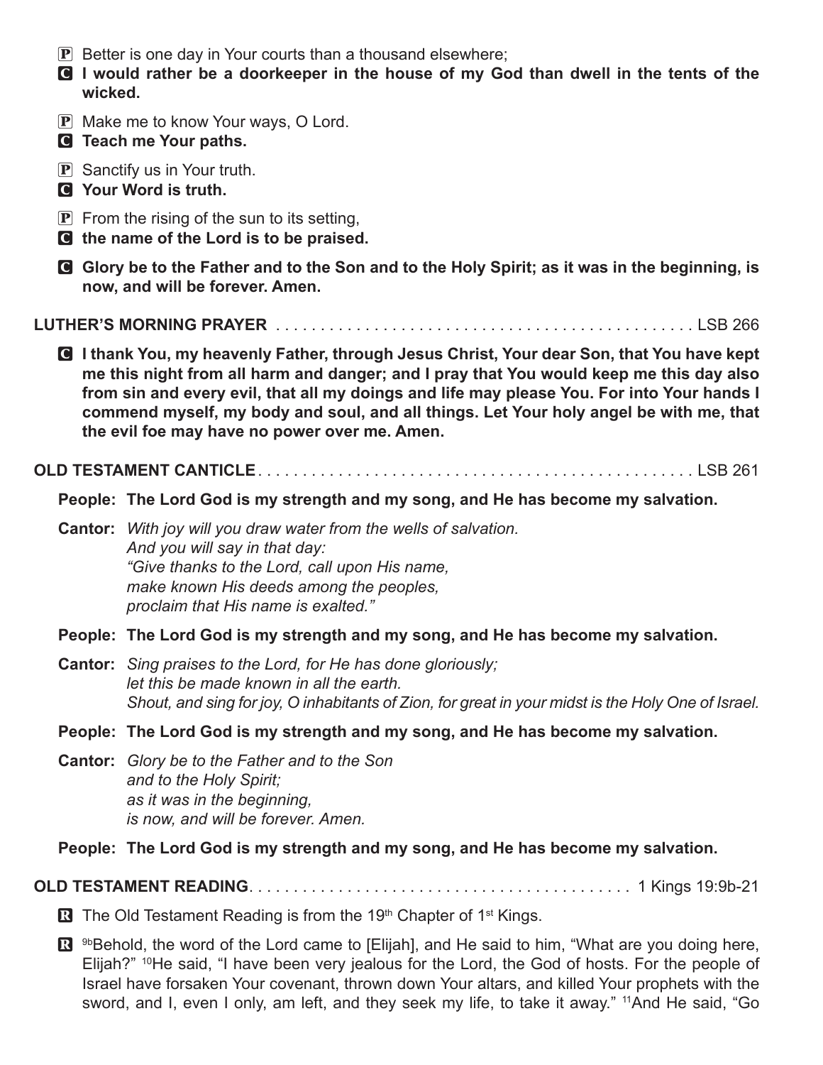P Better is one day in Your courts than a thousand elsewhere;

C **I would rather be a doorkeeper in the house of my God than dwell in the tents of the wicked.**

P Make me to know Your ways, O Lord.

C **Teach me Your paths.**

P Sanctify us in Your truth.

C **Your Word is truth.**

P From the rising of the sun to its setting,

C **the name of the Lord is to be praised.**

C **Glory be to the Father and to the Son and to the Holy Spirit; as it was in the beginning, is now, and will be forever. Amen.**

## LUTHER'S MORNING PRAYER . . . . . . . . . . LSB 266

C **I thank You, my heavenly Father, through Jesus Christ, Your dear Son, that You have kept me this night from all harm and danger; and I pray that You would keep me this day also from sin and every evil, that all my doings and life may please You. For into Your hands I commend myself, my body and soul, and all things. Let Your holy angel be with me, that the evil foe may have no power over me. Amen.**

## OLD TESTAMENT CANTICLE . . . . . . . . . . LSB 261

**People: The Lord God is my strength and my song, and He has become my salvation.**

**Cantor:** *With joy will you draw water from the wells of salvation.*
*And you will say in that day:*
*"Give thanks to the Lord, call upon His name,*
*make known His deeds among the peoples,*
*proclaim that His name is exalted."*

**People: The Lord God is my strength and my song, and He has become my salvation.**

**Cantor:** *Sing praises to the Lord, for He has done gloriously;*
*let this be made known in all the earth.*
*Shout, and sing for joy, O inhabitants of Zion, for great in your midst is the Holy One of Israel.*

**People: The Lord God is my strength and my song, and He has become my salvation.**

**Cantor:** *Glory be to the Father and to the Son*
*and to the Holy Spirit;*
*as it was in the beginning,*
*is now, and will be forever. Amen.*

**People: The Lord God is my strength and my song, and He has become my salvation.**

## OLD TESTAMENT READING . . . . . . . . . . 1 Kings 19:9b-21

R The Old Testament Reading is from the 19th Chapter of 1st Kings.

R [9b]Behold, the word of the Lord came to [Elijah], and He said to him, "What are you doing here, Elijah?" [10]He said, "I have been very jealous for the Lord, the God of hosts. For the people of Israel have forsaken Your covenant, thrown down Your altars, and killed Your prophets with the sword, and I, even I only, am left, and they seek my life, to take it away." [11]And He said, "Go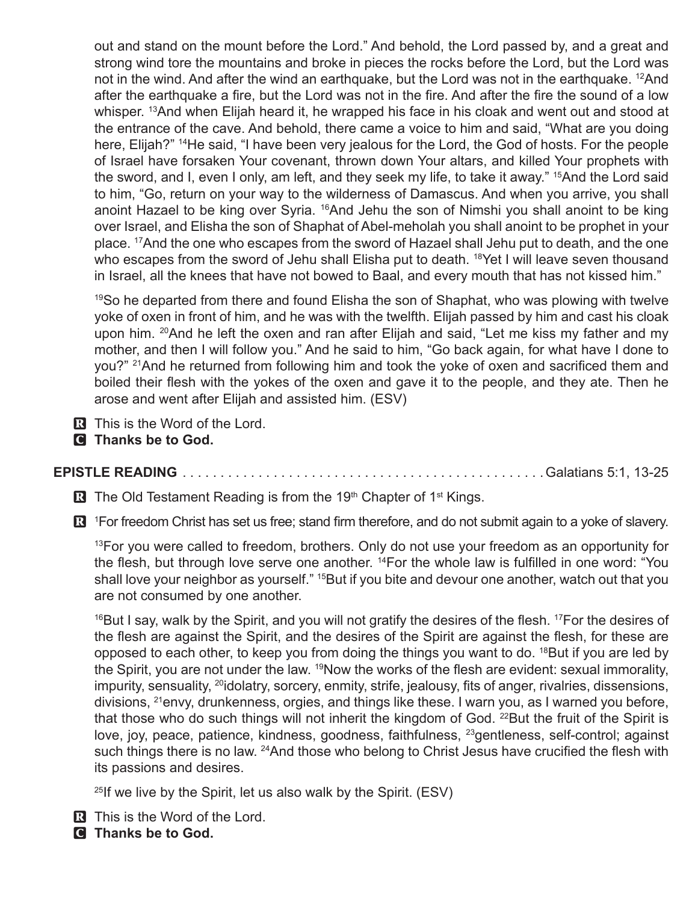out and stand on the mount before the Lord." And behold, the Lord passed by, and a great and strong wind tore the mountains and broke in pieces the rocks before the Lord, but the Lord was not in the wind. And after the wind an earthquake, but the Lord was not in the earthquake. [12]And after the earthquake a fire, but the Lord was not in the fire. And after the fire the sound of a low whisper. [13]And when Elijah heard it, he wrapped his face in his cloak and went out and stood at the entrance of the cave. And behold, there came a voice to him and said, "What are you doing here, Elijah?" [14]He said, "I have been very jealous for the Lord, the God of hosts. For the people of Israel have forsaken Your covenant, thrown down Your altars, and killed Your prophets with the sword, and I, even I only, am left, and they seek my life, to take it away." [15]And the Lord said to him, "Go, return on your way to the wilderness of Damascus. And when you arrive, you shall anoint Hazael to be king over Syria. [16]And Jehu the son of Nimshi you shall anoint to be king over Israel, and Elisha the son of Shaphat of Abel-meholah you shall anoint to be prophet in your place. [17]And the one who escapes from the sword of Hazael shall Jehu put to death, and the one who escapes from the sword of Jehu shall Elisha put to death. [18]Yet I will leave seven thousand in Israel, all the knees that have not bowed to Baal, and every mouth that has not kissed him."

[19]So he departed from there and found Elisha the son of Shaphat, who was plowing with twelve yoke of oxen in front of him, and he was with the twelfth. Elijah passed by him and cast his cloak upon him. [20]And he left the oxen and ran after Elijah and said, "Let me kiss my father and my mother, and then I will follow you." And he said to him, "Go back again, for what have I done to you?" [21]And he returned from following him and took the yoke of oxen and sacrificed them and boiled their flesh with the yokes of the oxen and gave it to the people, and they ate. Then he arose and went after Elijah and assisted him. (ESV)

R This is the Word of the Lord.
C **Thanks be to God.**

**EPISTLE READING** . . . . . . . . . . . . . . . . . . . . . . . . . . . . . . . . . . . . . . . . . . . . . . . . Galatians 5:1, 13-25

R The Old Testament Reading is from the 19th Chapter of 1st Kings.

R [1]For freedom Christ has set us free; stand firm therefore, and do not submit again to a yoke of slavery.

[13]For you were called to freedom, brothers. Only do not use your freedom as an opportunity for the flesh, but through love serve one another. [14]For the whole law is fulfilled in one word: "You shall love your neighbor as yourself." [15]But if you bite and devour one another, watch out that you are not consumed by one another.

[16]But I say, walk by the Spirit, and you will not gratify the desires of the flesh. [17]For the desires of the flesh are against the Spirit, and the desires of the Spirit are against the flesh, for these are opposed to each other, to keep you from doing the things you want to do. [18]But if you are led by the Spirit, you are not under the law. [19]Now the works of the flesh are evident: sexual immorality, impurity, sensuality, [20]idolatry, sorcery, enmity, strife, jealousy, fits of anger, rivalries, dissensions, divisions, [21]envy, drunkenness, orgies, and things like these. I warn you, as I warned you before, that those who do such things will not inherit the kingdom of God. [22]But the fruit of the Spirit is love, joy, peace, patience, kindness, goodness, faithfulness, [23]gentleness, self-control; against such things there is no law. [24]And those who belong to Christ Jesus have crucified the flesh with its passions and desires.

[25]If we live by the Spirit, let us also walk by the Spirit. (ESV)

R This is the Word of the Lord.
C **Thanks be to God.**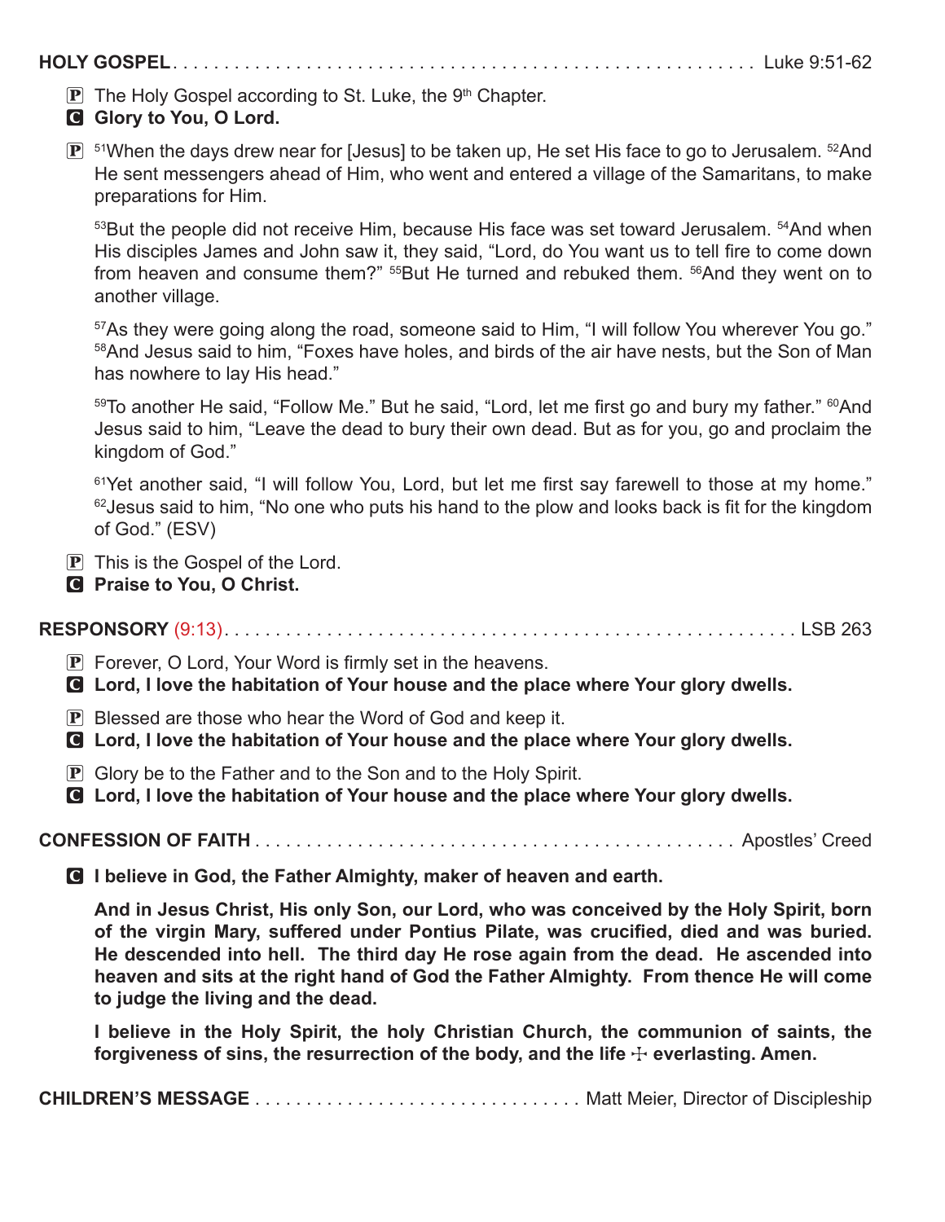**HOLY GOSPEL** . . . . . . . . . . . . . . . . . . . . . . . . . . . . . . . . . . . . . . . . . . . . . . . . . . . . . . . . Luke 9:51-62

P The Holy Gospel according to St. Luke, the 9th Chapter.

**C Glory to You, O Lord.**

P [51]When the days drew near for [Jesus] to be taken up, He set His face to go to Jerusalem. [52]And He sent messengers ahead of Him, who went and entered a village of the Samaritans, to make preparations for Him.

[53]But the people did not receive Him, because His face was set toward Jerusalem. [54]And when His disciples James and John saw it, they said, "Lord, do You want us to tell fire to come down from heaven and consume them?" [55]But He turned and rebuked them. [56]And they went on to another village.

[57]As they were going along the road, someone said to Him, "I will follow You wherever You go." [58]And Jesus said to him, "Foxes have holes, and birds of the air have nests, but the Son of Man has nowhere to lay His head."

[59]To another He said, "Follow Me." But he said, "Lord, let me first go and bury my father." [60]And Jesus said to him, "Leave the dead to bury their own dead. But as for you, go and proclaim the kingdom of God."

[61]Yet another said, "I will follow You, Lord, but let me first say farewell to those at my home." [62]Jesus said to him, "No one who puts his hand to the plow and looks back is fit for the kingdom of God." (ESV)

P This is the Gospel of the Lord.

**C Praise to You, O Christ.**

**RESPONSORY** (9:13) . . . . . . . . . . . . . . . . . . . . . . . . . . . . . . . . . . . . . . . . . . . . . . . . . . . . . LSB 263

P Forever, O Lord, Your Word is firmly set in the heavens.

**C Lord, I love the habitation of Your house and the place where Your glory dwells.**

P Blessed are those who hear the Word of God and keep it.

**C Lord, I love the habitation of Your house and the place where Your glory dwells.**

P Glory be to the Father and to the Son and to the Holy Spirit.

**C Lord, I love the habitation of Your house and the place where Your glory dwells.**

**CONFESSION OF FAITH** . . . . . . . . . . . . . . . . . . . . . . . . . . . . . . . . . . . . . . . . . . . . . . . Apostles' Creed

**C I believe in God, the Father Almighty, maker of heaven and earth.**

**And in Jesus Christ, His only Son, our Lord, who was conceived by the Holy Spirit, born of the virgin Mary, suffered under Pontius Pilate, was crucified, died and was buried. He descended into hell. The third day He rose again from the dead. He ascended into heaven and sits at the right hand of God the Father Almighty. From thence He will come to judge the living and the dead.**

**I believe in the Holy Spirit, the holy Christian Church, the communion of saints, the forgiveness of sins, the resurrection of the body, and the life ☩ everlasting. Amen.**

**CHILDREN'S MESSAGE** . . . . . . . . . . . . . . . . . . . . . . . . . . . . . . . Matt Meier, Director of Discipleship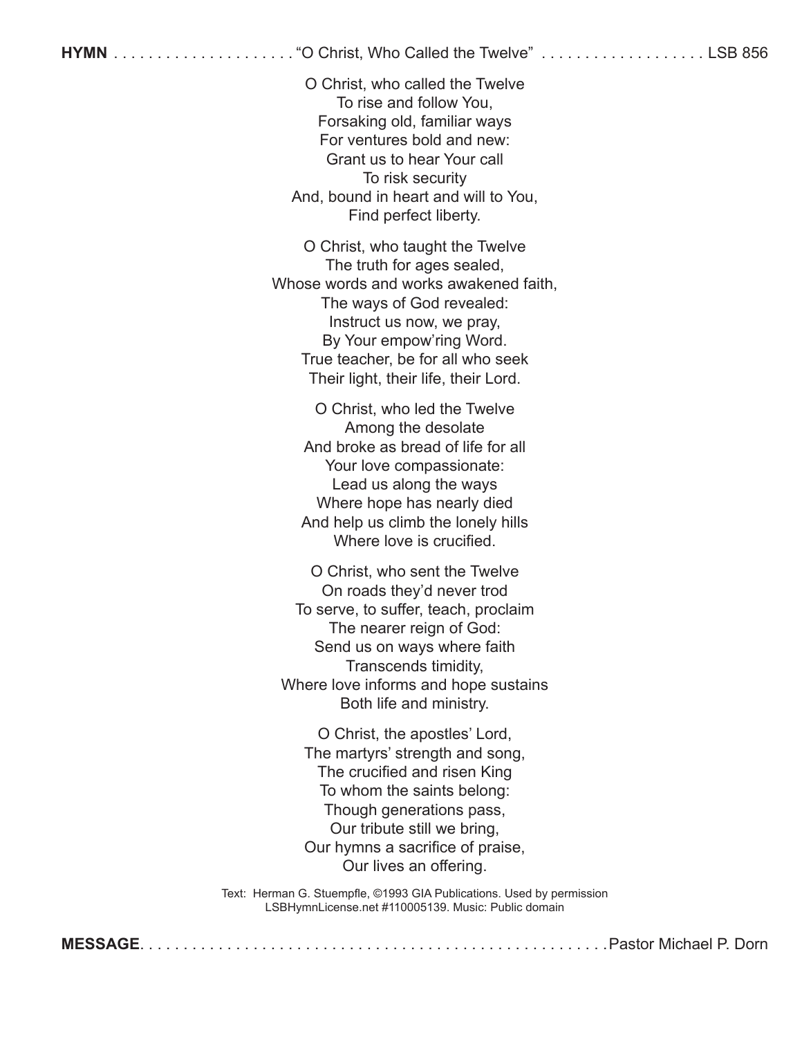**HYMN** . . . . . . . . . . . . . . . . . . . . . "O Christ, Who Called the Twelve" . . . . . . . . . . . . . . . . . . LSB 856

O Christ, who called the Twelve
To rise and follow You,
Forsaking old, familiar ways
For ventures bold and new:
Grant us to hear Your call
To risk security
And, bound in heart and will to You,
Find perfect liberty.

O Christ, who taught the Twelve
The truth for ages sealed,
Whose words and works awakened faith,
The ways of God revealed:
Instruct us now, we pray,
By Your empow'ring Word.
True teacher, be for all who seek
Their light, their life, their Lord.

O Christ, who led the Twelve
Among the desolate
And broke as bread of life for all
Your love compassionate:
Lead us along the ways
Where hope has nearly died
And help us climb the lonely hills
Where love is crucified.

O Christ, who sent the Twelve
On roads they'd never trod
To serve, to suffer, teach, proclaim
The nearer reign of God:
Send us on ways where faith
Transcends timidity,
Where love informs and hope sustains
Both life and ministry.

O Christ, the apostles' Lord,
The martyrs' strength and song,
The crucified and risen King
To whom the saints belong:
Though generations pass,
Our tribute still we bring,
Our hymns a sacrifice of praise,
Our lives an offering.

Text: Herman G. Stuempfle, ©1993 GIA Publications. Used by permission
LSBHymnLicense.net #110005139. Music: Public domain

**MESSAGE**. . . . . . . . . . . . . . . . . . . . . . . . . . . . . . . . . . . . . . . . . . . . . . . . . . . . . .Pastor Michael P. Dorn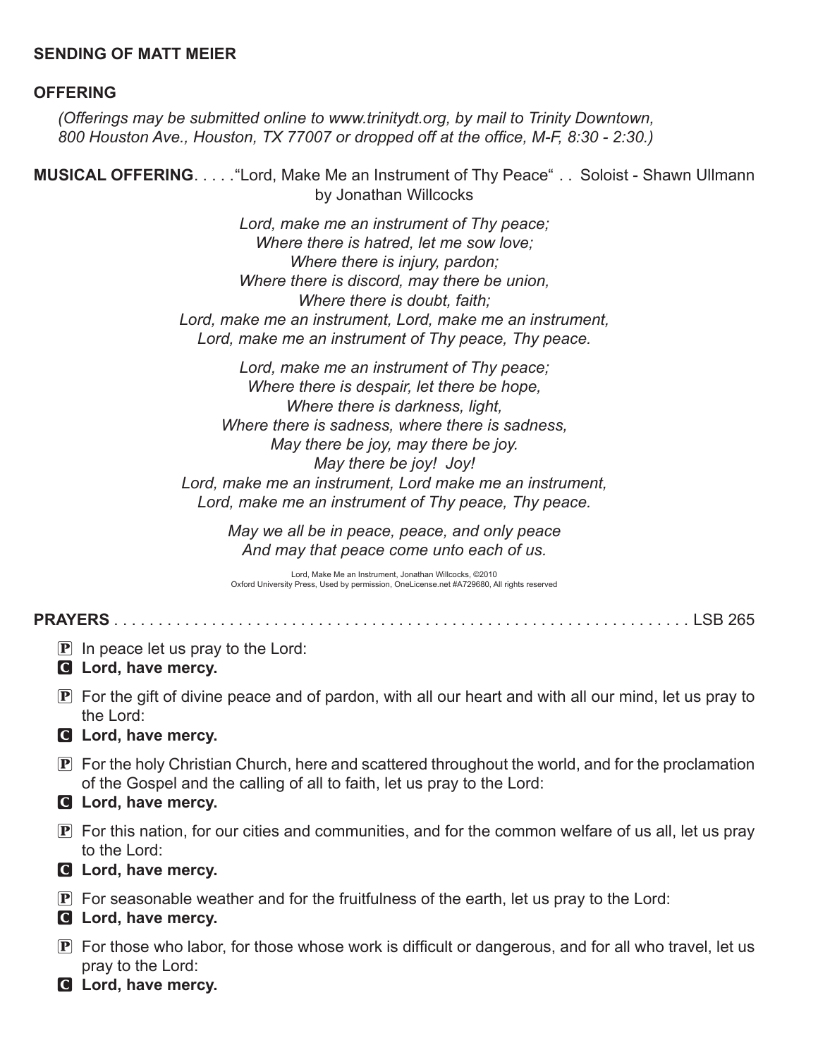**SENDING OF MATT MEIER**

**OFFERING**

*(Offerings may be submitted online to www.trinitydt.org, by mail to Trinity Downtown, 800 Houston Ave., Houston, TX 77007 or dropped off at the office, M-F, 8:30 - 2:30.)*

**MUSICAL OFFERING**. . . . .“Lord, Make Me an Instrument of Thy Peace“ . . Soloist - Shawn Ullmann
by Jonathan Willcocks

*Lord, make me an instrument of Thy peace;*
*Where there is hatred, let me sow love;*
*Where there is injury, pardon;*
*Where there is discord, may there be union,*
*Where there is doubt, faith;*
*Lord, make me an instrument, Lord, make me an instrument,*
*Lord, make me an instrument of Thy peace, Thy peace.*

*Lord, make me an instrument of Thy peace;*
*Where there is despair, let there be hope,*
*Where there is darkness, light,*
*Where there is sadness, where there is sadness,*
*May there be joy, may there be joy.*
*May there be joy! Joy!*
*Lord, make me an instrument, Lord make me an instrument,*
*Lord, make me an instrument of Thy peace, Thy peace.*

*May we all be in peace, peace, and only peace*
*And may that peace come unto each of us.*

Lord, Make Me an Instrument, Jonathan Willcocks, ©2010
Oxford University Press, Used by permission, OneLicense.net #A729680, All rights reserved

**PRAYERS** . . . . . . . . . . . . . . . . . . . . . . . . . . . . . . . . . . . . . . . . . . . . . . . . . . . . . . . . . . . . . LSB 265

P In peace let us pray to the Lord:

**C Lord, have mercy.**

P For the gift of divine peace and of pardon, with all our heart and with all our mind, let us pray to the Lord:

**C Lord, have mercy.**

P For the holy Christian Church, here and scattered throughout the world, and for the proclamation of the Gospel and the calling of all to faith, let us pray to the Lord:

**C Lord, have mercy.**

P For this nation, for our cities and communities, and for the common welfare of us all, let us pray to the Lord:

**C Lord, have mercy.**

P For seasonable weather and for the fruitfulness of the earth, let us pray to the Lord:

**C Lord, have mercy.**

P For those who labor, for those whose work is difficult or dangerous, and for all who travel, let us pray to the Lord:

**C Lord, have mercy.**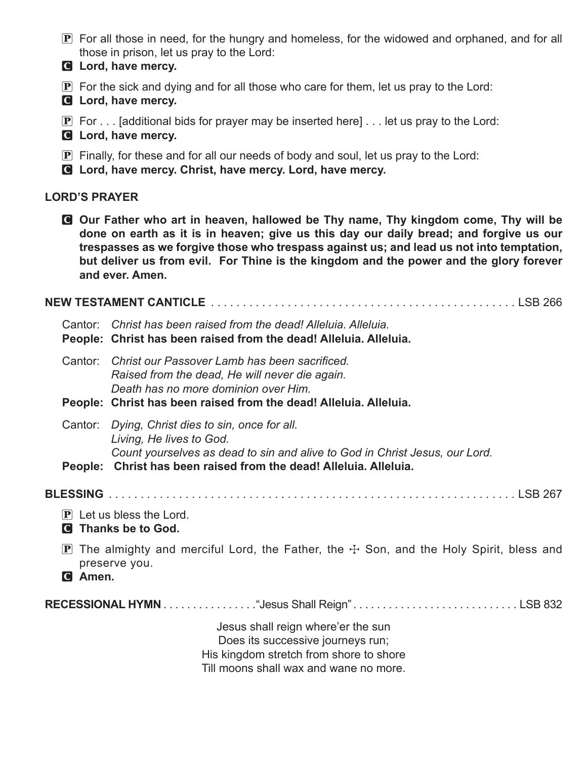P For all those in need, for the hungry and homeless, for the widowed and orphaned, and for all those in prison, let us pray to the Lord:

C **Lord, have mercy.**

P For the sick and dying and for all those who care for them, let us pray to the Lord:

C **Lord, have mercy.**

P For . . . [additional bids for prayer may be inserted here] . . . let us pray to the Lord:

C **Lord, have mercy.**

P Finally, for these and for all our needs of body and soul, let us pray to the Lord:

C **Lord, have mercy. Christ, have mercy. Lord, have mercy.**

**LORD'S PRAYER**

C **Our Father who art in heaven, hallowed be Thy name, Thy kingdom come, Thy will be done on earth as it is in heaven; give us this day our daily bread; and forgive us our trespasses as we forgive those who trespass against us; and lead us not into temptation, but deliver us from evil. For Thine is the kingdom and the power and the glory forever and ever. Amen.**

**NEW TESTAMENT CANTICLE** . . . . . . . . . . . . . . . . . . . . . . . . . . . . . . . . . . . . . . . . . . . . . . . LSB 266

Cantor: *Christ has been raised from the dead! Alleluia. Alleluia.*
**People: Christ has been raised from the dead! Alleluia. Alleluia.**

Cantor: *Christ our Passover Lamb has been sacrificed.*
*Raised from the dead, He will never die again.*
*Death has no more dominion over Him.*
**People: Christ has been raised from the dead! Alleluia. Alleluia.**

Cantor: *Dying, Christ dies to sin, once for all.*
*Living, He lives to God.*
*Count yourselves as dead to sin and alive to God in Christ Jesus, our Lord.*
**People: Christ has been raised from the dead! Alleluia. Alleluia.**

**BLESSING** . . . . . . . . . . . . . . . . . . . . . . . . . . . . . . . . . . . . . . . . . . . . . . . . . . . . . . . . . . . . . LSB 267

P Let us bless the Lord.

C **Thanks be to God.**

P The almighty and merciful Lord, the Father, the ☩ Son, and the Holy Spirit, bless and preserve you.

C **Amen.**

**RECESSIONAL HYMN** . . . . . . . . . . . . . . . . "Jesus Shall Reign" . . . . . . . . . . . . . . . . . . . . . . . . . . . . LSB 832

Jesus shall reign where'er the sun
Does its successive journeys run;
His kingdom stretch from shore to shore
Till moons shall wax and wane no more.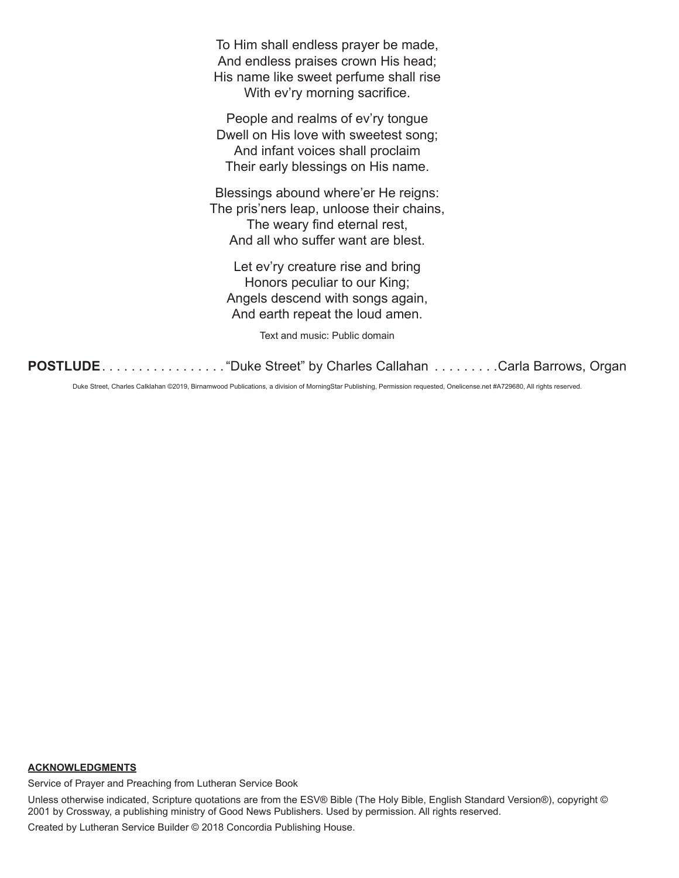To Him shall endless prayer be made,
And endless praises crown His head;
His name like sweet perfume shall rise
With ev'ry morning sacrifice.

People and realms of ev'ry tongue
Dwell on His love with sweetest song;
And infant voices shall proclaim
Their early blessings on His name.

Blessings abound where'er He reigns:
The pris'ners leap, unloose their chains,
The weary find eternal rest,
And all who suffer want are blest.

Let ev'ry creature rise and bring
Honors peculiar to our King;
Angels descend with songs again,
And earth repeat the loud amen.

Text and music: Public domain

**POSTLUDE** . . . . . . . . . . . . . . . . . "Duke Street" by Charles Callahan . . . . . . . . . Carla Barrows, Organ

Duke Street, Charles Calklahan ©2019, Birnamwood Publications, a division of MorningStar Publishing, Permission requested, Onelicense.net #A729680, All rights reserved.

**ACKNOWLEDGMENTS**

Service of Prayer and Preaching from Lutheran Service Book

Unless otherwise indicated, Scripture quotations are from the ESV® Bible (The Holy Bible, English Standard Version®), copyright © 2001 by Crossway, a publishing ministry of Good News Publishers. Used by permission. All rights reserved.

Created by Lutheran Service Builder © 2018 Concordia Publishing House.